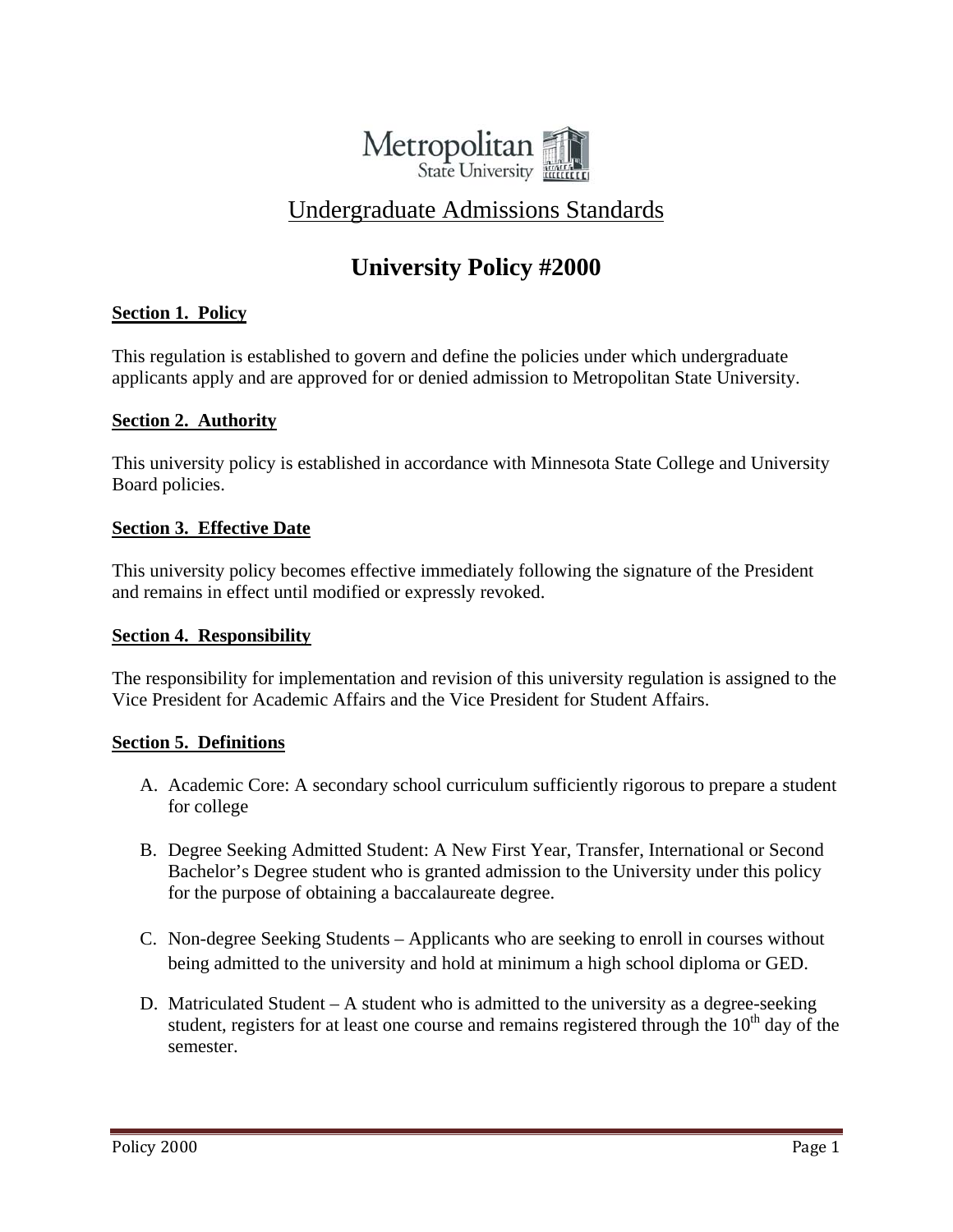Metropolitan State University

# Undergraduate Admissions Standards

# University Policy #2000

**Section 1. Policy**

This regulation is established to govern and define the policies under which undergraduate applicants apply and are approved for or denied admission to Metropolitan State University.

**Section 2. Authority**

This university policy is established in accordance with Minnesota State College and University Board policies.

**Section 3. Effective Date**

This university policy becomes effective immediately following the signature of the President and remains in effect until modified or expressly revoked.

**Section 4. Responsibility**

The responsibility for implementation and revision of this university regulation is assigned to the Vice President for Academic Affairs and the Vice President for Student Affairs.

**Section 5. Definitions**

A. Academic Core: A secondary school curriculum sufficiently rigorous to prepare a student for college

B. Degree Seeking Admitted Student: A New First Year, Transfer, International or Second Bachelor's Degree student who is granted admission to the University under this policy for the purpose of obtaining a baccalaureate degree.

C. Non-degree Seeking Students – Applicants who are seeking to enroll in courses without being admitted to the university and hold at minimum a high school diploma or GED.

D. Matriculated Student – A student who is admitted to the university as a degree-seeking student, registers for at least one course and remains registered through the 10th day of the semester.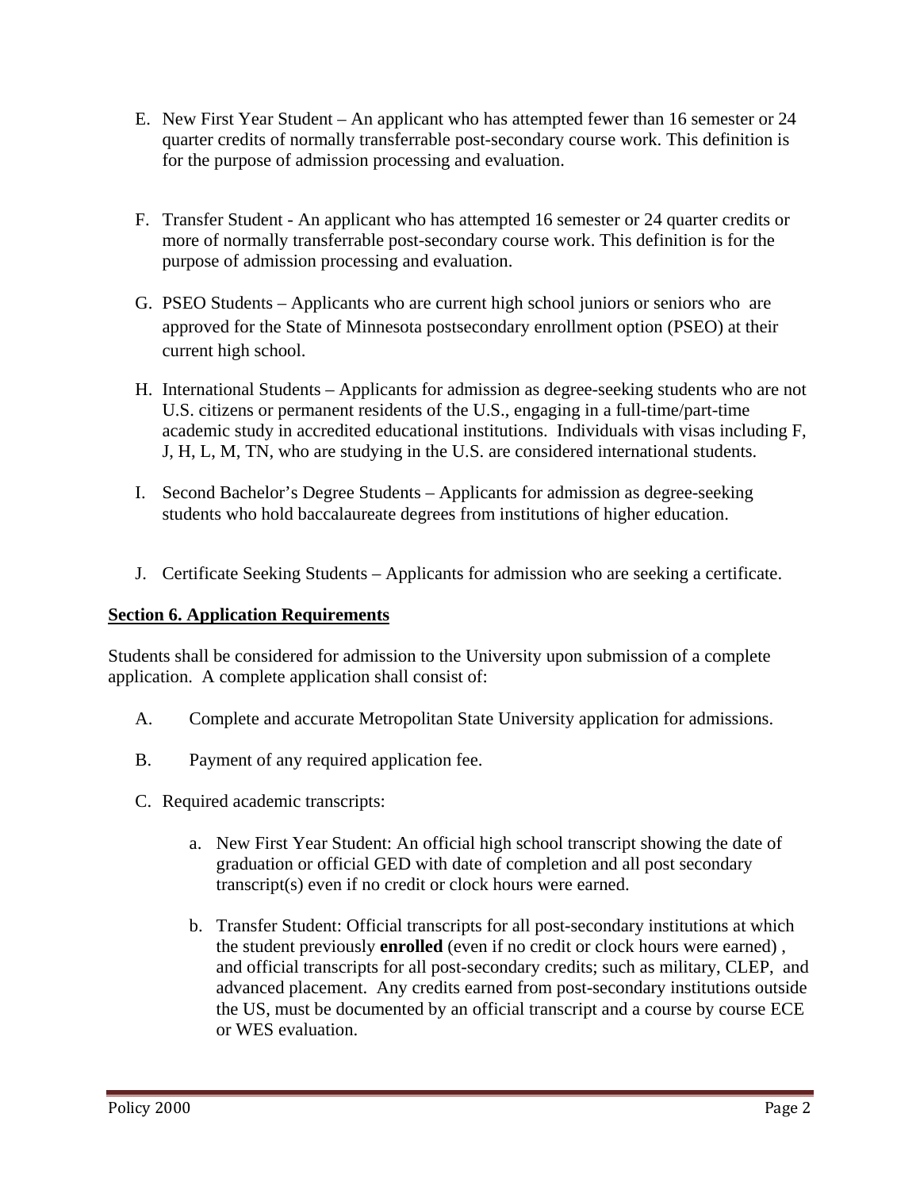E. New First Year Student – An applicant who has attempted fewer than 16 semester or 24 quarter credits of normally transferrable post-secondary course work. This definition is for the purpose of admission processing and evaluation.

F. Transfer Student - An applicant who has attempted 16 semester or 24 quarter credits or more of normally transferrable post-secondary course work. This definition is for the purpose of admission processing and evaluation.

G. PSEO Students – Applicants who are current high school juniors or seniors who are approved for the State of Minnesota postsecondary enrollment option (PSEO) at their current high school.

H. International Students – Applicants for admission as degree-seeking students who are not U.S. citizens or permanent residents of the U.S., engaging in a full-time/part-time academic study in accredited educational institutions. Individuals with visas including F, J, H, L, M, TN, who are studying in the U.S. are considered international students.

I. Second Bachelor's Degree Students – Applicants for admission as degree-seeking students who hold baccalaureate degrees from institutions of higher education.

J. Certificate Seeking Students – Applicants for admission who are seeking a certificate.

## Section 6. Application Requirements

Students shall be considered for admission to the University upon submission of a complete application. A complete application shall consist of:

A. Complete and accurate Metropolitan State University application for admissions.

B. Payment of any required application fee.

C. Required academic transcripts:

   a. New First Year Student: An official high school transcript showing the date of graduation or official GED with date of completion and all post secondary transcript(s) even if no credit or clock hours were earned.

   b. Transfer Student: Official transcripts for all post-secondary institutions at which the student previously **enrolled** (even if no credit or clock hours were earned) , and official transcripts for all post-secondary credits; such as military, CLEP, and advanced placement. Any credits earned from post-secondary institutions outside the US, must be documented by an official transcript and a course by course ECE or WES evaluation.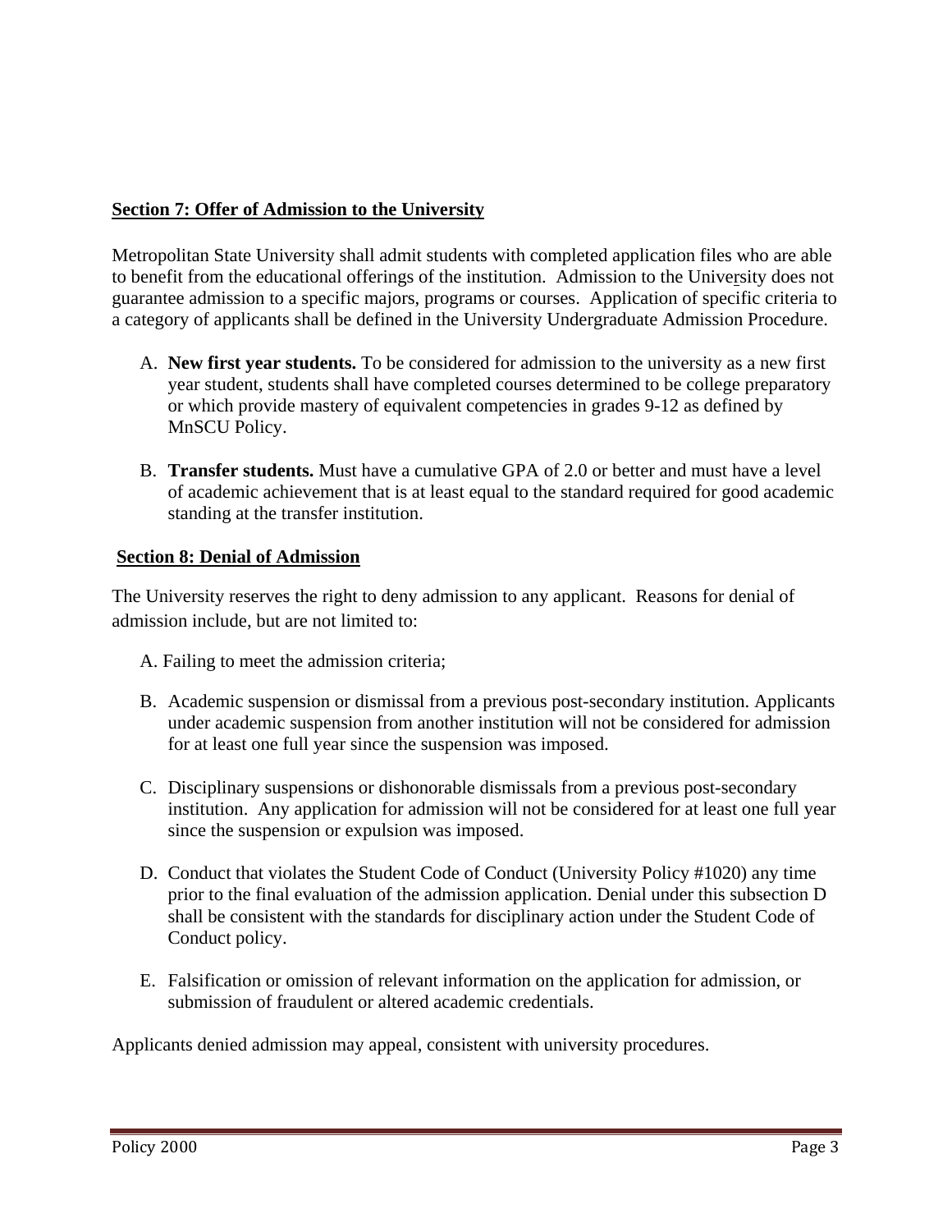**Section 7: Offer of Admission to the University**

Metropolitan State University shall admit students with completed application files who are able to benefit from the educational offerings of the institution. Admission to the University does not guarantee admission to a specific majors, programs or courses. Application of specific criteria to a category of applicants shall be defined in the University Undergraduate Admission Procedure.

A. **New first year students.** To be considered for admission to the university as a new first year student, students shall have completed courses determined to be college preparatory or which provide mastery of equivalent competencies in grades 9-12 as defined by MnSCU Policy.

B. **Transfer students.** Must have a cumulative GPA of 2.0 or better and must have a level of academic achievement that is at least equal to the standard required for good academic standing at the transfer institution.

**Section 8: Denial of Admission**

The University reserves the right to deny admission to any applicant. Reasons for denial of admission include, but are not limited to:

A. Failing to meet the admission criteria;

B. Academic suspension or dismissal from a previous post-secondary institution. Applicants under academic suspension from another institution will not be considered for admission for at least one full year since the suspension was imposed.

C. Disciplinary suspensions or dishonorable dismissals from a previous post-secondary institution. Any application for admission will not be considered for at least one full year since the suspension or expulsion was imposed.

D. Conduct that violates the Student Code of Conduct (University Policy #1020) any time prior to the final evaluation of the admission application. Denial under this subsection D shall be consistent with the standards for disciplinary action under the Student Code of Conduct policy.

E. Falsification or omission of relevant information on the application for admission, or submission of fraudulent or altered academic credentials.

Applicants denied admission may appeal, consistent with university procedures.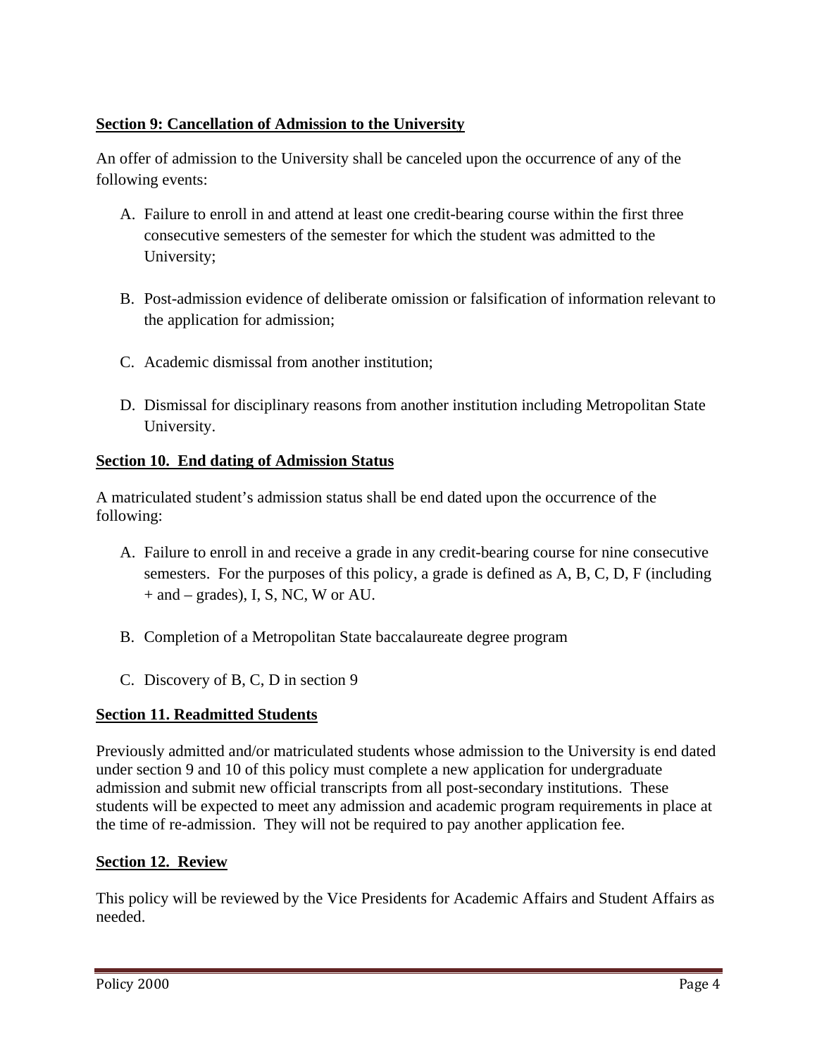**Section 9: Cancellation of Admission to the University**

An offer of admission to the University shall be canceled upon the occurrence of any of the following events:

A. Failure to enroll in and attend at least one credit-bearing course within the first three consecutive semesters of the semester for which the student was admitted to the University;

B. Post-admission evidence of deliberate omission or falsification of information relevant to the application for admission;

C. Academic dismissal from another institution;

D. Dismissal for disciplinary reasons from another institution including Metropolitan State University.

**Section 10. End dating of Admission Status**

A matriculated student's admission status shall be end dated upon the occurrence of the following:

A. Failure to enroll in and receive a grade in any credit-bearing course for nine consecutive semesters. For the purposes of this policy, a grade is defined as A, B, C, D, F (including + and – grades), I, S, NC, W or AU.

B. Completion of a Metropolitan State baccalaureate degree program

C. Discovery of B, C, D in section 9

**Section 11. Readmitted Students**

Previously admitted and/or matriculated students whose admission to the University is end dated under section 9 and 10 of this policy must complete a new application for undergraduate admission and submit new official transcripts from all post-secondary institutions. These students will be expected to meet any admission and academic program requirements in place at the time of re-admission. They will not be required to pay another application fee.

**Section 12. Review**

This policy will be reviewed by the Vice Presidents for Academic Affairs and Student Affairs as needed.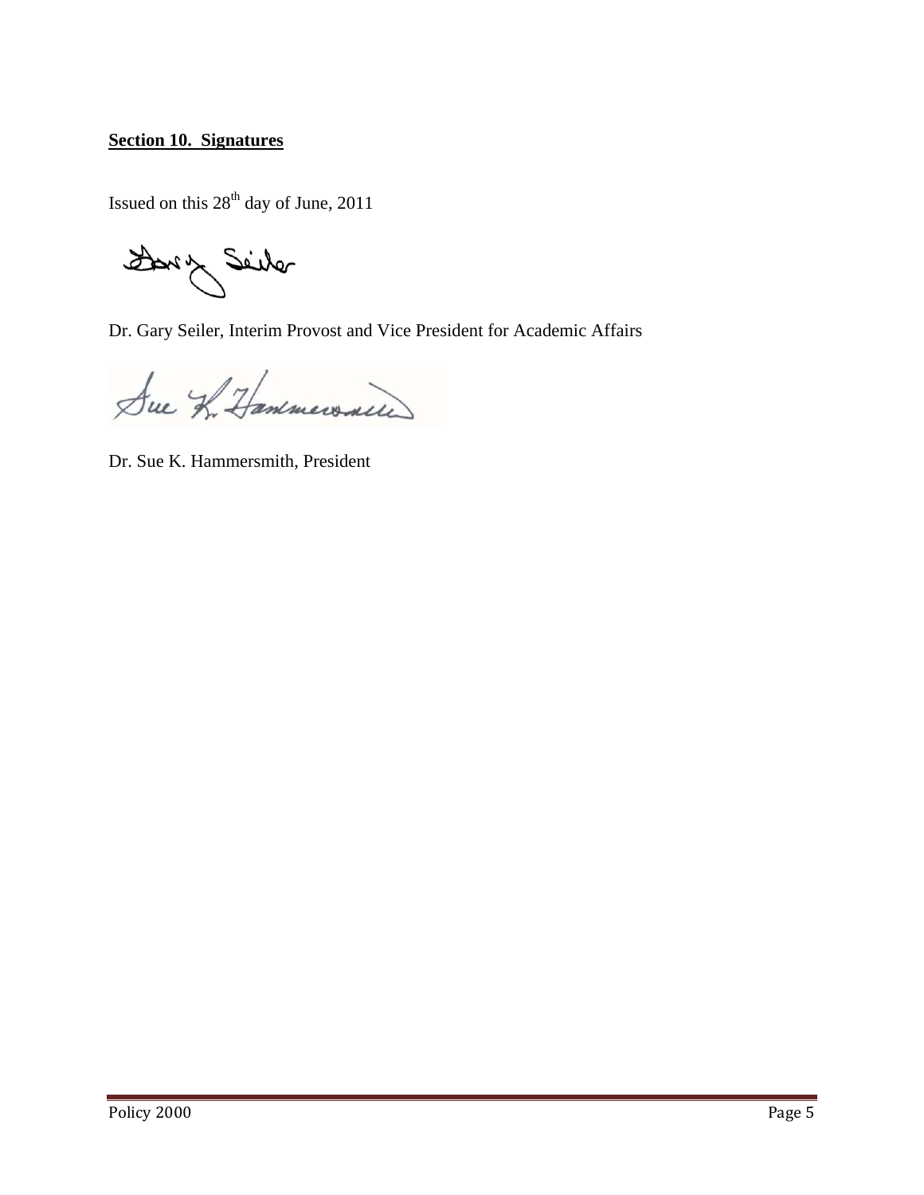**Section 10. Signatures**

Issued on this 28th day of June, 2011

Dr. Gary Seiler, Interim Provost and Vice President for Academic Affairs

Dr. Sue K. Hammersmith, President